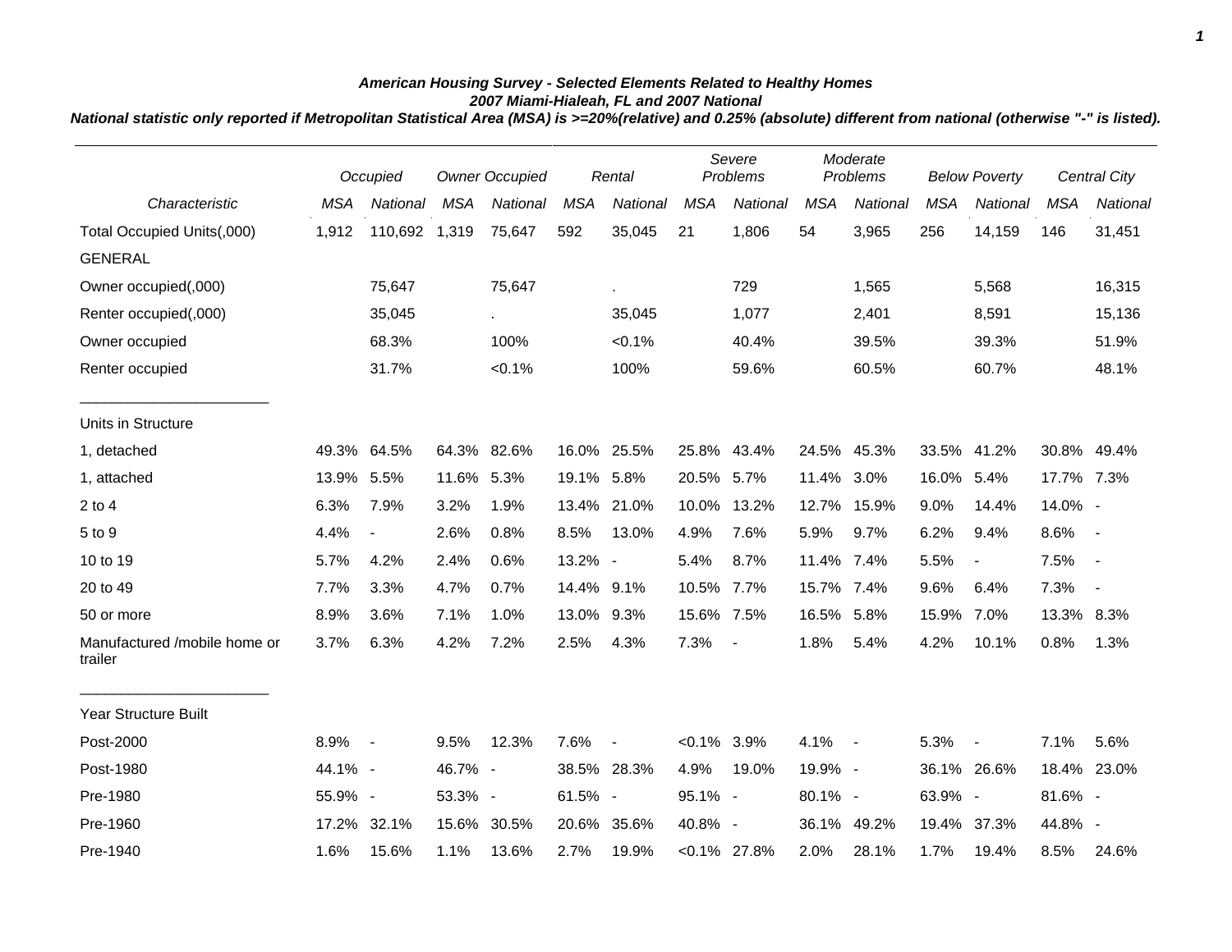***American Housing Survey - Selected Elements Related to Healthy Homes***

***2007 Miami-Hialeah, FL and 2007 National***

***National statistic only reported if Metropolitan Statistical Area (MSA) is >=20%(relative) and 0.25% (absolute) different from national (otherwise "-" is listed).***

| | *Occupied* | | *Owner Occupied* | | *Rental* | | *Severe Problems* | | *Moderate Problems* | | *Below Poverty* | | *Central City* | |
|---|---|---|---|---|---|---|---|---|---|---|---|---|---|---|
| *Characteristic* | *MSA* | *National* | *MSA* | *National* | *MSA* | *National* | *MSA* | *National* | *MSA* | *National* | *MSA* | *National* | *MSA* | *National* |
| Total Occupied Units(,000) | 1,912 | 110,692 | 1,319 | 75,647 | 592 | 35,045 | 21 | 1,806 | 54 | 3,965 | 256 | 14,159 | 146 | 31,451 |
| GENERAL | | | | | | | | | | | | | | |
| Owner occupied(,000) | | 75,647 | | 75,647 | | . | | 729 | | 1,565 | | 5,568 | | 16,315 |
| Renter occupied(,000) | | 35,045 | | . | | 35,045 | | 1,077 | | 2,401 | | 8,591 | | 15,136 |
| Owner occupied | | 68.3% | | 100% | | <0.1% | | 40.4% | | 39.5% | | 39.3% | | 51.9% |
| Renter occupied | | 31.7% | | <0.1% | | 100% | | 59.6% | | 60.5% | | 60.7% | | 48.1% |
| Units in Structure | | | | | | | | | | | | | | |
| 1, detached | 49.3% | 64.5% | 64.3% | 82.6% | 16.0% | 25.5% | 25.8% | 43.4% | 24.5% | 45.3% | 33.5% | 41.2% | 30.8% | 49.4% |
| 1, attached | 13.9% | 5.5% | 11.6% | 5.3% | 19.1% | 5.8% | 20.5% | 5.7% | 11.4% | 3.0% | 16.0% | 5.4% | 17.7% | 7.3% |
| 2 to 4 | 6.3% | 7.9% | 3.2% | 1.9% | 13.4% | 21.0% | 10.0% | 13.2% | 12.7% | 15.9% | 9.0% | 14.4% | 14.0% | - |
| 5 to 9 | 4.4% | - | 2.6% | 0.8% | 8.5% | 13.0% | 4.9% | 7.6% | 5.9% | 9.7% | 6.2% | 9.4% | 8.6% | - |
| 10 to 19 | 5.7% | 4.2% | 2.4% | 0.6% | 13.2% | - | 5.4% | 8.7% | 11.4% | 7.4% | 5.5% | - | 7.5% | - |
| 20 to 49 | 7.7% | 3.3% | 4.7% | 0.7% | 14.4% | 9.1% | 10.5% | 7.7% | 15.7% | 7.4% | 9.6% | 6.4% | 7.3% | - |
| 50 or more | 8.9% | 3.6% | 7.1% | 1.0% | 13.0% | 9.3% | 15.6% | 7.5% | 16.5% | 5.8% | 15.9% | 7.0% | 13.3% | 8.3% |
| Manufactured /mobile home or trailer | 3.7% | 6.3% | 4.2% | 7.2% | 2.5% | 4.3% | 7.3% | - | 1.8% | 5.4% | 4.2% | 10.1% | 0.8% | 1.3% |
| Year Structure Built | | | | | | | | | | | | | | |
| Post-2000 | 8.9% | - | 9.5% | 12.3% | 7.6% | - | <0.1% | 3.9% | 4.1% | - | 5.3% | - | 7.1% | 5.6% |
| Post-1980 | 44.1% | - | 46.7% | - | 38.5% | 28.3% | 4.9% | 19.0% | 19.9% | - | 36.1% | 26.6% | 18.4% | 23.0% |
| Pre-1980 | 55.9% | - | 53.3% | - | 61.5% | - | 95.1% | - | 80.1% | - | 63.9% | - | 81.6% | - |
| Pre-1960 | 17.2% | 32.1% | 15.6% | 30.5% | 20.6% | 35.6% | 40.8% | - | 36.1% | 49.2% | 19.4% | 37.3% | 44.8% | - |
| Pre-1940 | 1.6% | 15.6% | 1.1% | 13.6% | 2.7% | 19.9% | <0.1% | 27.8% | 2.0% | 28.1% | 1.7% | 19.4% | 8.5% | 24.6% |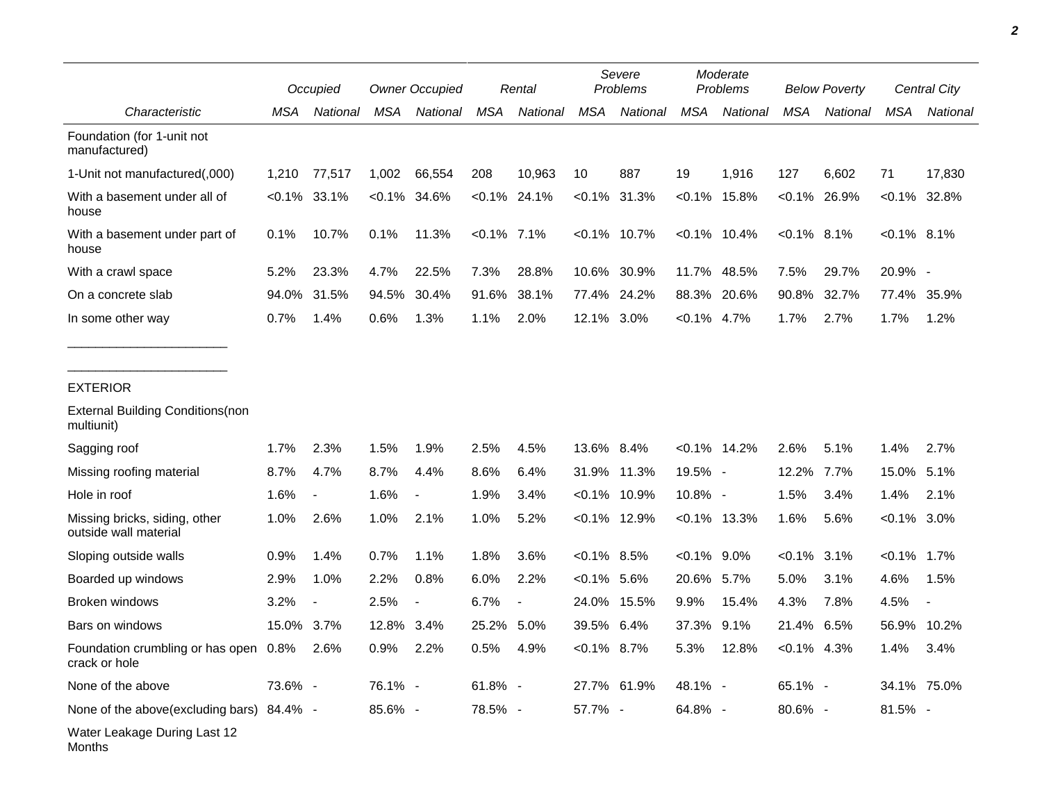| Characteristic | Occupied | | Owner Occupied | | Rental | | Severe Problems | | Moderate Problems | | Below Poverty | | Central City | |
|---|---|---|---|---|---|---|---|---|---|---|---|---|---|---|
| | MSA | National | MSA | National | MSA | National | MSA | National | MSA | National | MSA | National | MSA | National |
| Foundation (for 1-unit not manufactured) | | | | | | | | | | | | | | |
| 1-Unit not manufactured(,000) | 1,210 | 77,517 | 1,002 | 66,554 | 208 | 10,963 | 10 | 887 | 19 | 1,916 | 127 | 6,602 | 71 | 17,830 |
| With a basement under all of house | <0.1% | 33.1% | <0.1% | 34.6% | <0.1% | 24.1% | <0.1% | 31.3% | <0.1% | 15.8% | <0.1% | 26.9% | <0.1% | 32.8% |
| With a basement under part of house | 0.1% | 10.7% | 0.1% | 11.3% | <0.1% | 7.1% | <0.1% | 10.7% | <0.1% | 10.4% | <0.1% | 8.1% | <0.1% | 8.1% |
| With a crawl space | 5.2% | 23.3% | 4.7% | 22.5% | 7.3% | 28.8% | 10.6% | 30.9% | 11.7% | 48.5% | 7.5% | 29.7% | 20.9% | - |
| On a concrete slab | 94.0% | 31.5% | 94.5% | 30.4% | 91.6% | 38.1% | 77.4% | 24.2% | 88.3% | 20.6% | 90.8% | 32.7% | 77.4% | 35.9% |
| In some other way | 0.7% | 1.4% | 0.6% | 1.3% | 1.1% | 2.0% | 12.1% | 3.0% | <0.1% | 4.7% | 1.7% | 2.7% | 1.7% | 1.2% |
| ______________________ | | | | | | | | | | | | | | |
| ______________________ | | | | | | | | | | | | | | |
| EXTERIOR | | | | | | | | | | | | | | |
| External Building Conditions(non multiunit) | | | | | | | | | | | | | | |
| Sagging roof | 1.7% | 2.3% | 1.5% | 1.9% | 2.5% | 4.5% | 13.6% | 8.4% | <0.1% | 14.2% | 2.6% | 5.1% | 1.4% | 2.7% |
| Missing roofing material | 8.7% | 4.7% | 8.7% | 4.4% | 8.6% | 6.4% | 31.9% | 11.3% | 19.5% | - | 12.2% | 7.7% | 15.0% | 5.1% |
| Hole in roof | 1.6% | - | 1.6% | - | 1.9% | 3.4% | <0.1% | 10.9% | 10.8% | - | 1.5% | 3.4% | 1.4% | 2.1% |
| Missing bricks, siding, other outside wall material | 1.0% | 2.6% | 1.0% | 2.1% | 1.0% | 5.2% | <0.1% | 12.9% | <0.1% | 13.3% | 1.6% | 5.6% | <0.1% | 3.0% |
| Sloping outside walls | 0.9% | 1.4% | 0.7% | 1.1% | 1.8% | 3.6% | <0.1% | 8.5% | <0.1% | 9.0% | <0.1% | 3.1% | <0.1% | 1.7% |
| Boarded up windows | 2.9% | 1.0% | 2.2% | 0.8% | 6.0% | 2.2% | <0.1% | 5.6% | 20.6% | 5.7% | 5.0% | 3.1% | 4.6% | 1.5% |
| Broken windows | 3.2% | - | 2.5% | - | 6.7% | - | 24.0% | 15.5% | 9.9% | 15.4% | 4.3% | 7.8% | 4.5% | - |
| Bars on windows | 15.0% | 3.7% | 12.8% | 3.4% | 25.2% | 5.0% | 39.5% | 6.4% | 37.3% | 9.1% | 21.4% | 6.5% | 56.9% | 10.2% |
| Foundation crumbling or has open crack or hole | 0.8% | 2.6% | 0.9% | 2.2% | 0.5% | 4.9% | <0.1% | 8.7% | 5.3% | 12.8% | <0.1% | 4.3% | 1.4% | 3.4% |
| None of the above | 73.6% | - | 76.1% | - | 61.8% | - | 27.7% | 61.9% | 48.1% | - | 65.1% | - | 34.1% | 75.0% |
| None of the above(excluding bars) | 84.4% | - | 85.6% | - | 78.5% | - | 57.7% | - | 64.8% | - | 80.6% | - | 81.5% | - |
| Water Leakage During Last 12 Months | | | | | | | | | | | | | | |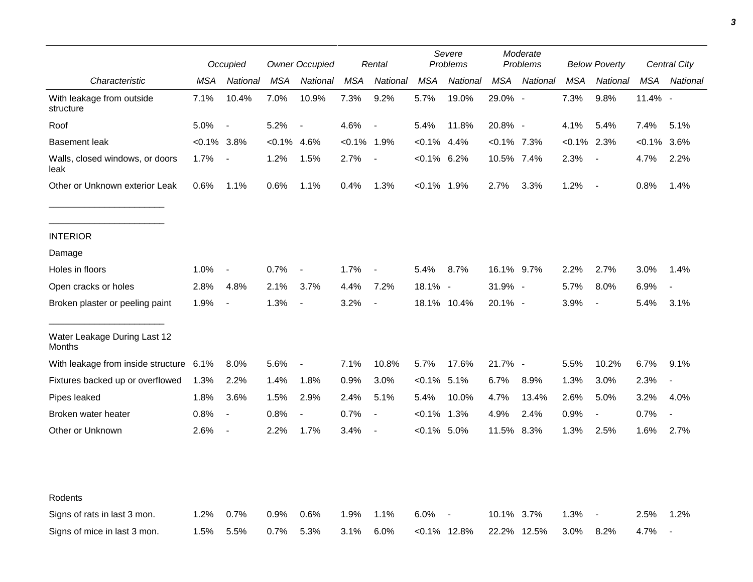| | Occupied | | Owner Occupied | | Rental | | Severe Problems | | Moderate Problems | | Below Poverty | | Central City | |
|---|---|---|---|---|---|---|---|---|---|---|---|---|---|---|
| Characteristic | MSA | National | MSA | National | MSA | National | MSA | National | MSA | National | MSA | National | MSA | National |
| With leakage from outside structure | 7.1% | 10.4% | 7.0% | 10.9% | 7.3% | 9.2% | 5.7% | 19.0% | 29.0% | - | 7.3% | 9.8% | 11.4% | - |
| Roof | 5.0% | - | 5.2% | - | 4.6% | - | 5.4% | 11.8% | 20.8% | - | 4.1% | 5.4% | 7.4% | 5.1% |
| Basement leak | <0.1% | 3.8% | <0.1% | 4.6% | <0.1% | 1.9% | <0.1% | 4.4% | <0.1% | 7.3% | <0.1% | 2.3% | <0.1% | 3.6% |
| Walls, closed windows, or doors leak | 1.7% | - | 1.2% | 1.5% | 2.7% | - | <0.1% | 6.2% | 10.5% | 7.4% | 2.3% | - | 4.7% | 2.2% |
| Other or Unknown exterior Leak | 0.6% | 1.1% | 0.6% | 1.1% | 0.4% | 1.3% | <0.1% | 1.9% | 2.7% | 3.3% | 1.2% | - | 0.8% | 1.4% |
| INTERIOR | | | | | | | | | | | | | | |
| Damage | | | | | | | | | | | | | | |
| Holes in floors | 1.0% | - | 0.7% | - | 1.7% | - | 5.4% | 8.7% | 16.1% | 9.7% | 2.2% | 2.7% | 3.0% | 1.4% |
| Open cracks or holes | 2.8% | 4.8% | 2.1% | 3.7% | 4.4% | 7.2% | 18.1% | - | 31.9% | - | 5.7% | 8.0% | 6.9% | - |
| Broken plaster or peeling paint | 1.9% | - | 1.3% | - | 3.2% | - | 18.1% | 10.4% | 20.1% | - | 3.9% | - | 5.4% | 3.1% |
| Water Leakage During Last 12 Months | | | | | | | | | | | | | | |
| With leakage from inside structure | 6.1% | 8.0% | 5.6% | - | 7.1% | 10.8% | 5.7% | 17.6% | 21.7% | - | 5.5% | 10.2% | 6.7% | 9.1% |
| Fixtures backed up or overflowed | 1.3% | 2.2% | 1.4% | 1.8% | 0.9% | 3.0% | <0.1% | 5.1% | 6.7% | 8.9% | 1.3% | 3.0% | 2.3% | - |
| Pipes leaked | 1.8% | 3.6% | 1.5% | 2.9% | 2.4% | 5.1% | 5.4% | 10.0% | 4.7% | 13.4% | 2.6% | 5.0% | 3.2% | 4.0% |
| Broken water heater | 0.8% | - | 0.8% | - | 0.7% | - | <0.1% | 1.3% | 4.9% | 2.4% | 0.9% | - | 0.7% | - |
| Other or Unknown | 2.6% | - | 2.2% | 1.7% | 3.4% | - | <0.1% | 5.0% | 11.5% | 8.3% | 1.3% | 2.5% | 1.6% | 2.7% |
| Rodents | | | | | | | | | | | | | | |
| Signs of rats in last 3 mon. | 1.2% | 0.7% | 0.9% | 0.6% | 1.9% | 1.1% | 6.0% | - | 10.1% | 3.7% | 1.3% | - | 2.5% | 1.2% |
| Signs of mice in last 3 mon. | 1.5% | 5.5% | 0.7% | 5.3% | 3.1% | 6.0% | <0.1% | 12.8% | 22.2% | 12.5% | 3.0% | 8.2% | 4.7% | - |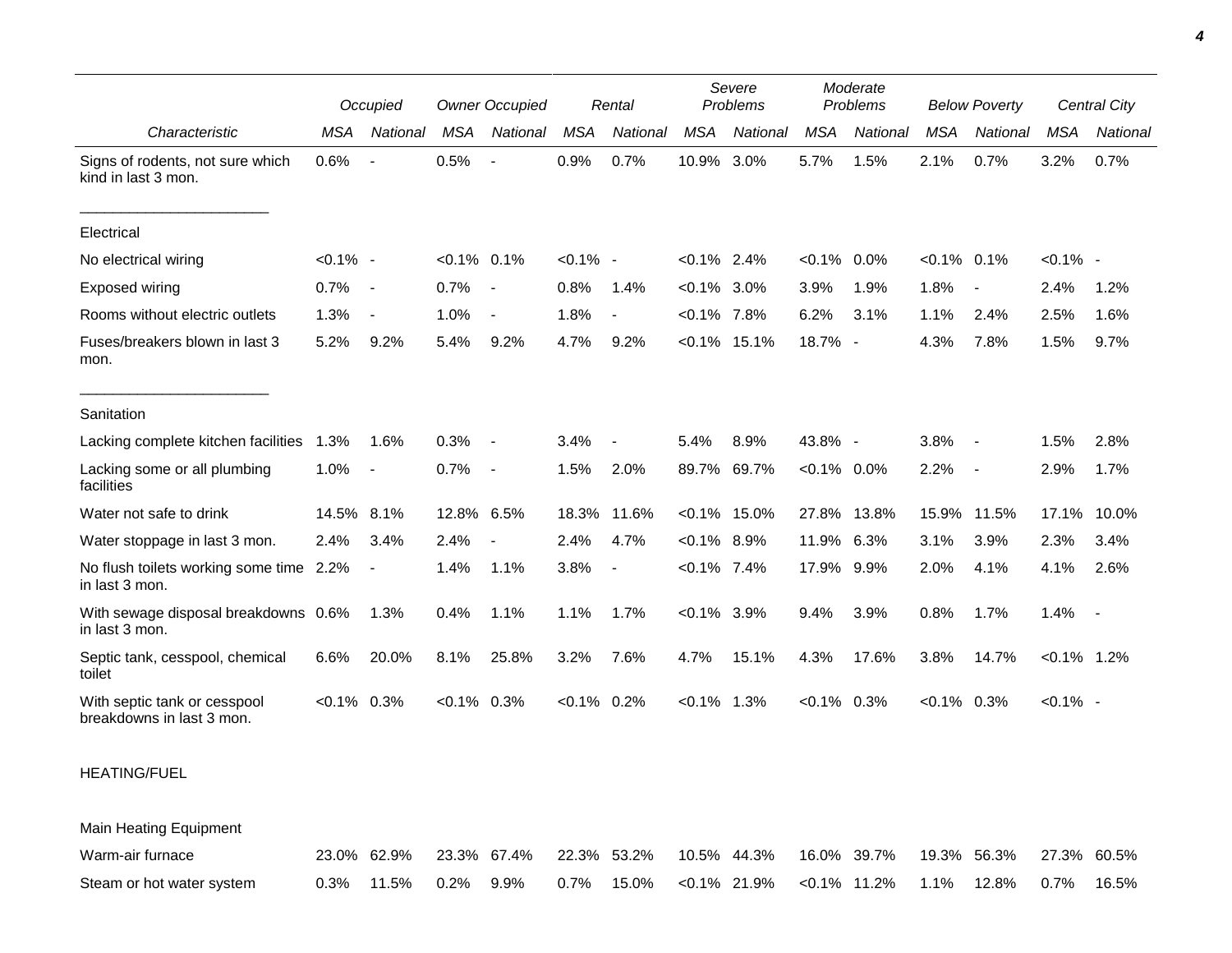| Characteristic | Occupied | | Owner Occupied | | Rental | | Severe Problems | | Moderate Problems | | Below Poverty | | Central City | |
|---|---|---|---|---|---|---|---|---|---|---|---|---|---|---|
| | MSA | National | MSA | National | MSA | National | MSA | National | MSA | National | MSA | National | MSA | National |
| Signs of rodents, not sure which kind in last 3 mon. | 0.6% | - | 0.5% | - | 0.9% | 0.7% | 10.9% | 3.0% | 5.7% | 1.5% | 2.1% | 0.7% | 3.2% | 0.7% |
| Electrical | | | | | | | | | | | | | | |
| No electrical wiring | <0.1% | - | <0.1% | 0.1% | <0.1% | - | <0.1% | 2.4% | <0.1% | 0.0% | <0.1% | 0.1% | <0.1% | - |
| Exposed wiring | 0.7% | - | 0.7% | - | 0.8% | 1.4% | <0.1% | 3.0% | 3.9% | 1.9% | 1.8% | - | 2.4% | 1.2% |
| Rooms without electric outlets | 1.3% | - | 1.0% | - | 1.8% | - | <0.1% | 7.8% | 6.2% | 3.1% | 1.1% | 2.4% | 2.5% | 1.6% |
| Fuses/breakers blown in last 3 mon. | 5.2% | 9.2% | 5.4% | 9.2% | 4.7% | 9.2% | <0.1% | 15.1% | 18.7% | - | 4.3% | 7.8% | 1.5% | 9.7% |
| Sanitation | | | | | | | | | | | | | | |
| Lacking complete kitchen facilities | 1.3% | 1.6% | 0.3% | - | 3.4% | - | 5.4% | 8.9% | 43.8% | - | 3.8% | - | 1.5% | 2.8% |
| Lacking some or all plumbing facilities | 1.0% | - | 0.7% | - | 1.5% | 2.0% | 89.7% | 69.7% | <0.1% | 0.0% | 2.2% | - | 2.9% | 1.7% |
| Water not safe to drink | 14.5% | 8.1% | 12.8% | 6.5% | 18.3% | 11.6% | <0.1% | 15.0% | 27.8% | 13.8% | 15.9% | 11.5% | 17.1% | 10.0% |
| Water stoppage in last 3 mon. | 2.4% | 3.4% | 2.4% | - | 2.4% | 4.7% | <0.1% | 8.9% | 11.9% | 6.3% | 3.1% | 3.9% | 2.3% | 3.4% |
| No flush toilets working some time in last 3 mon. | 2.2% | - | 1.4% | 1.1% | 3.8% | - | <0.1% | 7.4% | 17.9% | 9.9% | 2.0% | 4.1% | 4.1% | 2.6% |
| With sewage disposal breakdowns in last 3 mon. | 0.6% | 1.3% | 0.4% | 1.1% | 1.1% | 1.7% | <0.1% | 3.9% | 9.4% | 3.9% | 0.8% | 1.7% | 1.4% | - |
| Septic tank, cesspool, chemical toilet | 6.6% | 20.0% | 8.1% | 25.8% | 3.2% | 7.6% | 4.7% | 15.1% | 4.3% | 17.6% | 3.8% | 14.7% | <0.1% | 1.2% |
| With septic tank or cesspool breakdowns in last 3 mon. | <0.1% | 0.3% | <0.1% | 0.3% | <0.1% | 0.2% | <0.1% | 1.3% | <0.1% | 0.3% | <0.1% | 0.3% | <0.1% | - |
| HEATING/FUEL | | | | | | | | | | | | | | |
| Main Heating Equipment | | | | | | | | | | | | | | |
| Warm-air furnace | 23.0% | 62.9% | 23.3% | 67.4% | 22.3% | 53.2% | 10.5% | 44.3% | 16.0% | 39.7% | 19.3% | 56.3% | 27.3% | 60.5% |
| Steam or hot water system | 0.3% | 11.5% | 0.2% | 9.9% | 0.7% | 15.0% | <0.1% | 21.9% | <0.1% | 11.2% | 1.1% | 12.8% | 0.7% | 16.5% |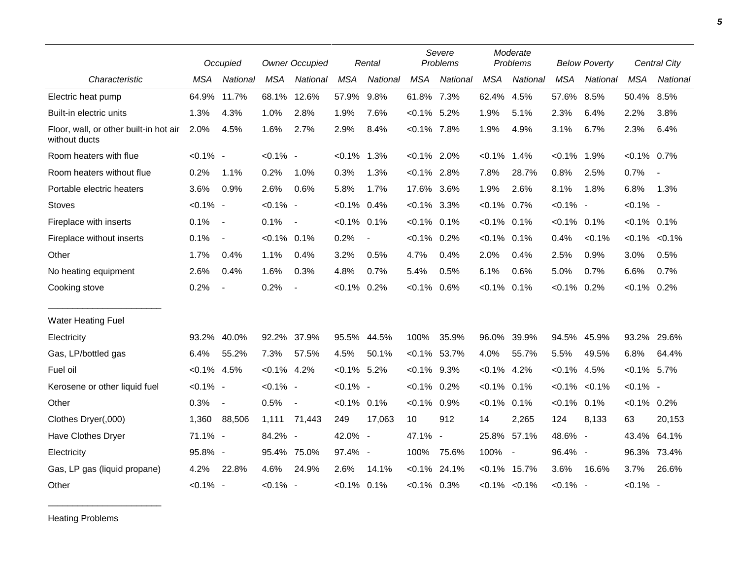| | Occupied | | Owner Occupied | | Rental | | Severe Problems | | Moderate Problems | | Below Poverty | | Central City | |
|---|---|---|---|---|---|---|---|---|---|---|---|---|---|---|
| *Characteristic* | *MSA* | *National* | *MSA* | *National* | *MSA* | *National* | *MSA* | *National* | *MSA* | *National* | *MSA* | *National* | *MSA* | *National* |
| Electric heat pump | 64.9% | 11.7% | 68.1% | 12.6% | 57.9% | 9.8% | 61.8% | 7.3% | 62.4% | 4.5% | 57.6% | 8.5% | 50.4% | 8.5% |
| Built-in electric units | 1.3% | 4.3% | 1.0% | 2.8% | 1.9% | 7.6% | <0.1% | 5.2% | 1.9% | 5.1% | 2.3% | 6.4% | 2.2% | 3.8% |
| Floor, wall, or other built-in hot air without ducts | 2.0% | 4.5% | 1.6% | 2.7% | 2.9% | 8.4% | <0.1% | 7.8% | 1.9% | 4.9% | 3.1% | 6.7% | 2.3% | 6.4% |
| Room heaters with flue | <0.1% | - | <0.1% | - | <0.1% | 1.3% | <0.1% | 2.0% | <0.1% | 1.4% | <0.1% | 1.9% | <0.1% | 0.7% |
| Room heaters without flue | 0.2% | 1.1% | 0.2% | 1.0% | 0.3% | 1.3% | <0.1% | 2.8% | 7.8% | 28.7% | 0.8% | 2.5% | 0.7% | - |
| Portable electric heaters | 3.6% | 0.9% | 2.6% | 0.6% | 5.8% | 1.7% | 17.6% | 3.6% | 1.9% | 2.6% | 8.1% | 1.8% | 6.8% | 1.3% |
| Stoves | <0.1% | - | <0.1% | - | <0.1% | 0.4% | <0.1% | 3.3% | <0.1% | 0.7% | <0.1% | - | <0.1% | - |
| Fireplace with inserts | 0.1% | - | 0.1% | - | <0.1% | 0.1% | <0.1% | 0.1% | <0.1% | 0.1% | <0.1% | 0.1% | <0.1% | 0.1% |
| Fireplace without inserts | 0.1% | - | <0.1% | 0.1% | 0.2% | - | <0.1% | 0.2% | <0.1% | 0.1% | 0.4% | <0.1% | <0.1% | <0.1% |
| Other | 1.7% | 0.4% | 1.1% | 0.4% | 3.2% | 0.5% | 4.7% | 0.4% | 2.0% | 0.4% | 2.5% | 0.9% | 3.0% | 0.5% |
| No heating equipment | 2.6% | 0.4% | 1.6% | 0.3% | 4.8% | 0.7% | 5.4% | 0.5% | 6.1% | 0.6% | 5.0% | 0.7% | 6.6% | 0.7% |
| Cooking stove | 0.2% | - | 0.2% | - | <0.1% | 0.2% | <0.1% | 0.6% | <0.1% | 0.1% | <0.1% | 0.2% | <0.1% | 0.2% |
| Water Heating Fuel | | | | | | | | | | | | | | |
| Electricity | 93.2% | 40.0% | 92.2% | 37.9% | 95.5% | 44.5% | 100% | 35.9% | 96.0% | 39.9% | 94.5% | 45.9% | 93.2% | 29.6% |
| Gas, LP/bottled gas | 6.4% | 55.2% | 7.3% | 57.5% | 4.5% | 50.1% | <0.1% | 53.7% | 4.0% | 55.7% | 5.5% | 49.5% | 6.8% | 64.4% |
| Fuel oil | <0.1% | 4.5% | <0.1% | 4.2% | <0.1% | 5.2% | <0.1% | 9.3% | <0.1% | 4.2% | <0.1% | 4.5% | <0.1% | 5.7% |
| Kerosene or other liquid fuel | <0.1% | - | <0.1% | - | <0.1% | - | <0.1% | 0.2% | <0.1% | 0.1% | <0.1% | <0.1% | <0.1% | - |
| Other | 0.3% | - | 0.5% | - | <0.1% | 0.1% | <0.1% | 0.9% | <0.1% | 0.1% | <0.1% | 0.1% | <0.1% | 0.2% |
| Clothes Dryer(,000) | 1,360 | 88,506 | 1,111 | 71,443 | 249 | 17,063 | 10 | 912 | 14 | 2,265 | 124 | 8,133 | 63 | 20,153 |
| Have Clothes Dryer | 71.1% | - | 84.2% | - | 42.0% | - | 47.1% | - | 25.8% | 57.1% | 48.6% | - | 43.4% | 64.1% |
| Electricity | 95.8% | - | 95.4% | 75.0% | 97.4% | - | 100% | 75.6% | 100% | - | 96.4% | - | 96.3% | 73.4% |
| Gas, LP gas (liquid propane) | 4.2% | 22.8% | 4.6% | 24.9% | 2.6% | 14.1% | <0.1% | 24.1% | <0.1% | 15.7% | 3.6% | 16.6% | 3.7% | 26.6% |
| Other | <0.1% | - | <0.1% | - | <0.1% | 0.1% | <0.1% | 0.3% | <0.1% | <0.1% | <0.1% | - | <0.1% | - |

Heating Problems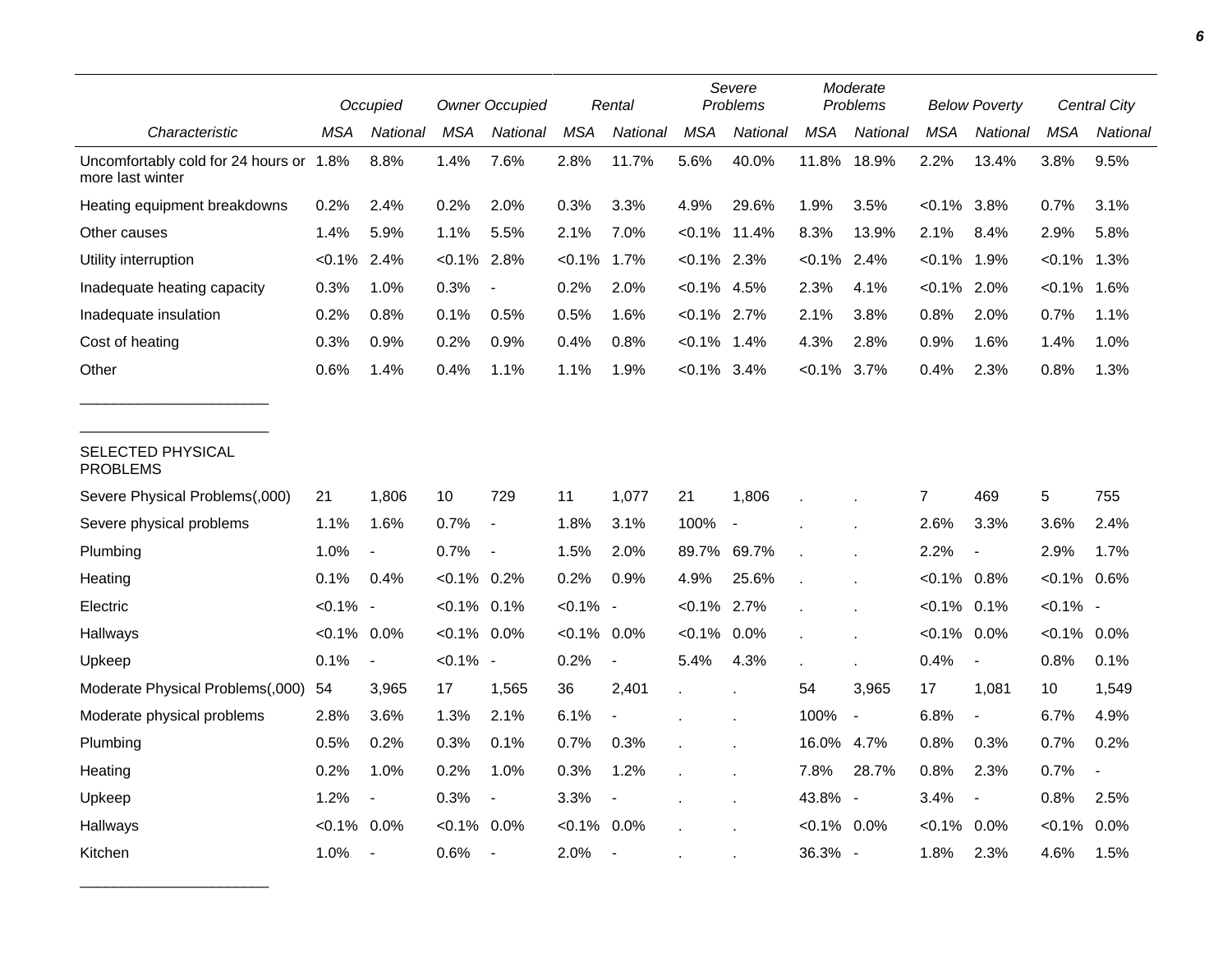| Characteristic | Occupied | | Owner Occupied | | Rental | | Severe Problems | | Moderate Problems | | Below Poverty | | Central City | |
|---|---|---|---|---|---|---|---|---|---|---|---|---|---|---|
| | MSA | National | MSA | National | MSA | National | MSA | National | MSA | National | MSA | National | MSA | National |
| Uncomfortably cold for 24 hours or more last winter | 1.8% | 8.8% | 1.4% | 7.6% | 2.8% | 11.7% | 5.6% | 40.0% | 11.8% | 18.9% | 2.2% | 13.4% | 3.8% | 9.5% |
| Heating equipment breakdowns | 0.2% | 2.4% | 0.2% | 2.0% | 0.3% | 3.3% | 4.9% | 29.6% | 1.9% | 3.5% | <0.1% | 3.8% | 0.7% | 3.1% |
| Other causes | 1.4% | 5.9% | 1.1% | 5.5% | 2.1% | 7.0% | <0.1% | 11.4% | 8.3% | 13.9% | 2.1% | 8.4% | 2.9% | 5.8% |
| Utility interruption | <0.1% | 2.4% | <0.1% | 2.8% | <0.1% | 1.7% | <0.1% | 2.3% | <0.1% | 2.4% | <0.1% | 1.9% | <0.1% | 1.3% |
| Inadequate heating capacity | 0.3% | 1.0% | 0.3% | - | 0.2% | 2.0% | <0.1% | 4.5% | 2.3% | 4.1% | <0.1% | 2.0% | <0.1% | 1.6% |
| Inadequate insulation | 0.2% | 0.8% | 0.1% | 0.5% | 0.5% | 1.6% | <0.1% | 2.7% | 2.1% | 3.8% | 0.8% | 2.0% | 0.7% | 1.1% |
| Cost of heating | 0.3% | 0.9% | 0.2% | 0.9% | 0.4% | 0.8% | <0.1% | 1.4% | 4.3% | 2.8% | 0.9% | 1.6% | 1.4% | 1.0% |
| Other | 0.6% | 1.4% | 0.4% | 1.1% | 1.1% | 1.9% | <0.1% | 3.4% | <0.1% | 3.7% | 0.4% | 2.3% | 0.8% | 1.3% |
| SELECTED PHYSICAL PROBLEMS | | | | | | | | | | | | | | |
| Severe Physical Problems(,000) | 21 | 1,806 | 10 | 729 | 11 | 1,077 | 21 | 1,806 | . | . | 7 | 469 | 5 | 755 |
| Severe physical problems | 1.1% | 1.6% | 0.7% | - | 1.8% | 3.1% | 100% | - | . | . | 2.6% | 3.3% | 3.6% | 2.4% |
| Plumbing | 1.0% | - | 0.7% | - | 1.5% | 2.0% | 89.7% | 69.7% | . | . | 2.2% | - | 2.9% | 1.7% |
| Heating | 0.1% | 0.4% | <0.1% | 0.2% | 0.2% | 0.9% | 4.9% | 25.6% | . | . | <0.1% | 0.8% | <0.1% | 0.6% |
| Electric | <0.1% | - | <0.1% | 0.1% | <0.1% | - | <0.1% | 2.7% | . | . | <0.1% | 0.1% | <0.1% | - |
| Hallways | <0.1% | 0.0% | <0.1% | 0.0% | <0.1% | 0.0% | <0.1% | 0.0% | . | . | <0.1% | 0.0% | <0.1% | 0.0% |
| Upkeep | 0.1% | - | <0.1% | - | 0.2% | - | 5.4% | 4.3% | . | . | 0.4% | - | 0.8% | 0.1% |
| Moderate Physical Problems(,000) | 54 | 3,965 | 17 | 1,565 | 36 | 2,401 | . | . | 54 | 3,965 | 17 | 1,081 | 10 | 1,549 |
| Moderate physical problems | 2.8% | 3.6% | 1.3% | 2.1% | 6.1% | - | . | . | 100% | - | 6.8% | - | 6.7% | 4.9% |
| Plumbing | 0.5% | 0.2% | 0.3% | 0.1% | 0.7% | 0.3% | . | . | 16.0% | 4.7% | 0.8% | 0.3% | 0.7% | 0.2% |
| Heating | 0.2% | 1.0% | 0.2% | 1.0% | 0.3% | 1.2% | . | . | 7.8% | 28.7% | 0.8% | 2.3% | 0.7% | - |
| Upkeep | 1.2% | - | 0.3% | - | 3.3% | - | . | . | 43.8% | - | 3.4% | - | 0.8% | 2.5% |
| Hallways | <0.1% | 0.0% | <0.1% | 0.0% | <0.1% | 0.0% | . | . | <0.1% | 0.0% | <0.1% | 0.0% | <0.1% | 0.0% |
| Kitchen | 1.0% | - | 0.6% | - | 2.0% | - | . | . | 36.3% | - | 1.8% | 2.3% | 4.6% | 1.5% |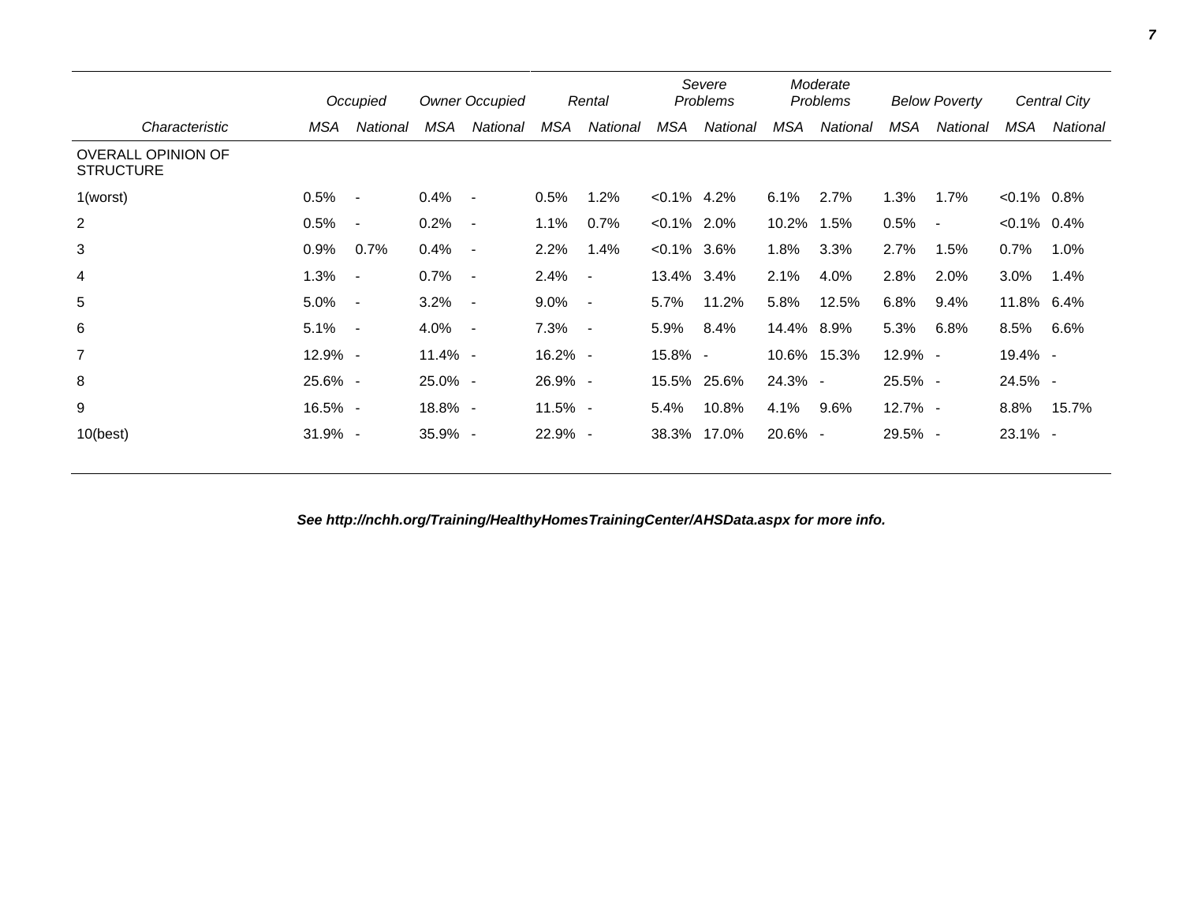| | Occupied | | Owner Occupied | | Rental | | Severe Problems | | Moderate Problems | | Below Poverty | | Central City | |
|---|---|---|---|---|---|---|---|---|---|---|---|---|---|---|
| Characteristic | MSA | National | MSA | National | MSA | National | MSA | National | MSA | National | MSA | National | MSA | National |
| OVERALL OPINION OF STRUCTURE | | | | | | | | | | | | | | |
| 1(worst) | 0.5% | - | 0.4% | - | 0.5% | 1.2% | <0.1% | 4.2% | 6.1% | 2.7% | 1.3% | 1.7% | <0.1% | 0.8% |
| 2 | 0.5% | - | 0.2% | - | 1.1% | 0.7% | <0.1% | 2.0% | 10.2% | 1.5% | 0.5% | - | <0.1% | 0.4% |
| 3 | 0.9% | 0.7% | 0.4% | - | 2.2% | 1.4% | <0.1% | 3.6% | 1.8% | 3.3% | 2.7% | 1.5% | 0.7% | 1.0% |
| 4 | 1.3% | - | 0.7% | - | 2.4% | - | 13.4% | 3.4% | 2.1% | 4.0% | 2.8% | 2.0% | 3.0% | 1.4% |
| 5 | 5.0% | - | 3.2% | - | 9.0% | - | 5.7% | 11.2% | 5.8% | 12.5% | 6.8% | 9.4% | 11.8% | 6.4% |
| 6 | 5.1% | - | 4.0% | - | 7.3% | - | 5.9% | 8.4% | 14.4% | 8.9% | 5.3% | 6.8% | 8.5% | 6.6% |
| 7 | 12.9% | - | 11.4% | - | 16.2% | - | 15.8% | - | 10.6% | 15.3% | 12.9% | - | 19.4% | - |
| 8 | 25.6% | - | 25.0% | - | 26.9% | - | 15.5% | 25.6% | 24.3% | - | 25.5% | - | 24.5% | - |
| 9 | 16.5% | - | 18.8% | - | 11.5% | - | 5.4% | 10.8% | 4.1% | 9.6% | 12.7% | - | 8.8% | 15.7% |
| 10(best) | 31.9% | - | 35.9% | - | 22.9% | - | 38.3% | 17.0% | 20.6% | - | 29.5% | - | 23.1% | - |

***See http://nchh.org/Training/HealthyHomesTrainingCenter/AHSData.aspx for more info.***